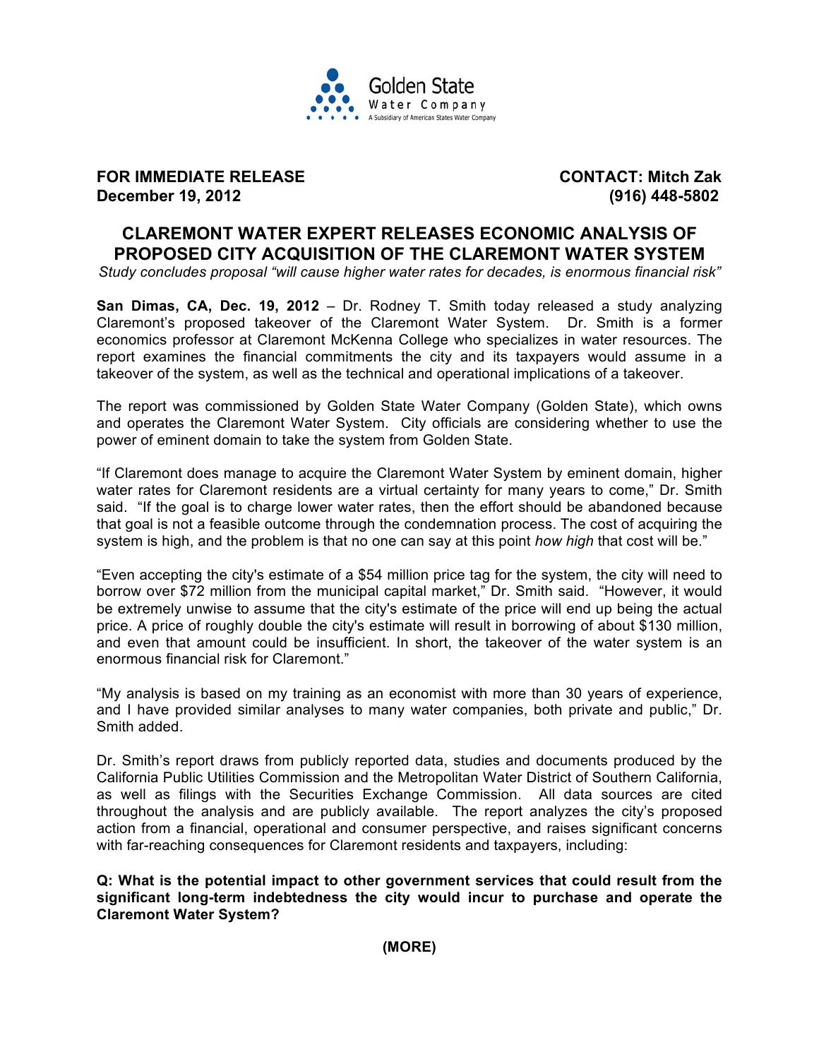Golden State Water Company

A Subsidiary of American States Water Company

**FOR IMMEDIATE RELEASE**
**December 19, 2012**

**CONTACT: Mitch Zak**
**(916) 448-5802**

# CLAREMONT WATER EXPERT RELEASES ECONOMIC ANALYSIS OF PROPOSED CITY ACQUISITION OF THE CLAREMONT WATER SYSTEM

*Study concludes proposal "will cause higher water rates for decades, is enormous financial risk"*

**San Dimas, CA, Dec. 19, 2012** – Dr. Rodney T. Smith today released a study analyzing Claremont's proposed takeover of the Claremont Water System. Dr. Smith is a former economics professor at Claremont McKenna College who specializes in water resources. The report examines the financial commitments the city and its taxpayers would assume in a takeover of the system, as well as the technical and operational implications of a takeover.

The report was commissioned by Golden State Water Company (Golden State), which owns and operates the Claremont Water System. City officials are considering whether to use the power of eminent domain to take the system from Golden State.

"If Claremont does manage to acquire the Claremont Water System by eminent domain, higher water rates for Claremont residents are a virtual certainty for many years to come," Dr. Smith said. "If the goal is to charge lower water rates, then the effort should be abandoned because that goal is not a feasible outcome through the condemnation process. The cost of acquiring the system is high, and the problem is that no one can say at this point *how high* that cost will be."

"Even accepting the city's estimate of a $54 million price tag for the system, the city will need to borrow over $72 million from the municipal capital market," Dr. Smith said. "However, it would be extremely unwise to assume that the city's estimate of the price will end up being the actual price. A price of roughly double the city's estimate will result in borrowing of about $130 million, and even that amount could be insufficient. In short, the takeover of the water system is an enormous financial risk for Claremont."

"My analysis is based on my training as an economist with more than 30 years of experience, and I have provided similar analyses to many water companies, both private and public," Dr. Smith added.

Dr. Smith's report draws from publicly reported data, studies and documents produced by the California Public Utilities Commission and the Metropolitan Water District of Southern California, as well as filings with the Securities Exchange Commission. All data sources are cited throughout the analysis and are publicly available. The report analyzes the city's proposed action from a financial, operational and consumer perspective, and raises significant concerns with far-reaching consequences for Claremont residents and taxpayers, including:

**Q: What is the potential impact to other government services that could result from the significant long-term indebtedness the city would incur to purchase and operate the Claremont Water System?**

**(MORE)**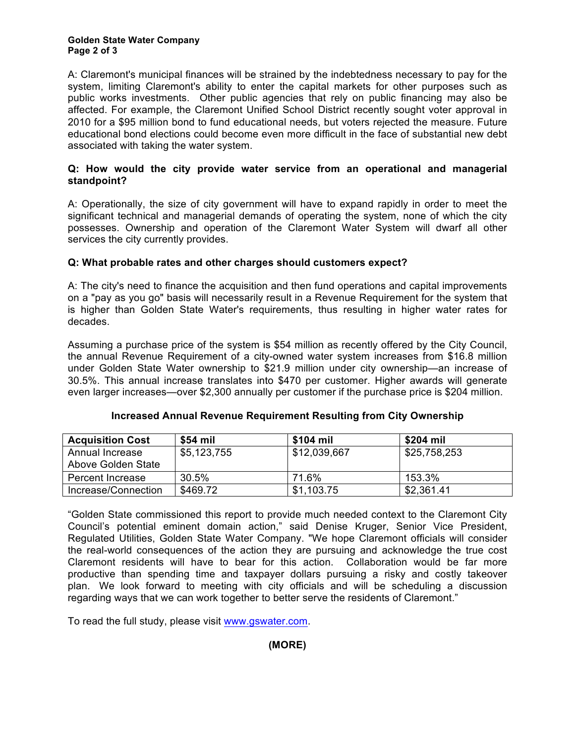A: Claremont's municipal finances will be strained by the indebtedness necessary to pay for the system, limiting Claremont's ability to enter the capital markets for other purposes such as public works investments. Other public agencies that rely on public financing may also be affected. For example, the Claremont Unified School District recently sought voter approval in 2010 for a $95 million bond to fund educational needs, but voters rejected the measure. Future educational bond elections could become even more difficult in the face of substantial new debt associated with taking the water system.

**Q: How would the city provide water service from an operational and managerial standpoint?**

A: Operationally, the size of city government will have to expand rapidly in order to meet the significant technical and managerial demands of operating the system, none of which the city possesses. Ownership and operation of the Claremont Water System will dwarf all other services the city currently provides.

**Q: What probable rates and other charges should customers expect?**

A: The city's need to finance the acquisition and then fund operations and capital improvements on a "pay as you go" basis will necessarily result in a Revenue Requirement for the system that is higher than Golden State Water's requirements, thus resulting in higher water rates for decades.

Assuming a purchase price of the system is $54 million as recently offered by the City Council, the annual Revenue Requirement of a city-owned water system increases from $16.8 million under Golden State Water ownership to $21.9 million under city ownership—an increase of 30.5%. This annual increase translates into $470 per customer. Higher awards will generate even larger increases—over $2,300 annually per customer if the purchase price is $204 million.

**Increased Annual Revenue Requirement Resulting from City Ownership**

| **Acquisition Cost** | **$54 mil** | **$104 mil** | **$204 mil** |
|---|---|---|---|
| Annual Increase Above Golden State | $5,123,755 | $12,039,667 | $25,758,253 |
| Percent Increase | 30.5% | 71.6% | 153.3% |
| Increase/Connection | $469.72 | $1,103.75 | $2,361.41 |

"Golden State commissioned this report to provide much needed context to the Claremont City Council's potential eminent domain action," said Denise Kruger, Senior Vice President, Regulated Utilities, Golden State Water Company. "We hope Claremont officials will consider the real-world consequences of the action they are pursuing and acknowledge the true cost Claremont residents will have to bear for this action. Collaboration would be far more productive than spending time and taxpayer dollars pursuing a risky and costly takeover plan. We look forward to meeting with city officials and will be scheduling a discussion regarding ways that we can work together to better serve the residents of Claremont."

To read the full study, please visit www.gswater.com.

**(MORE)**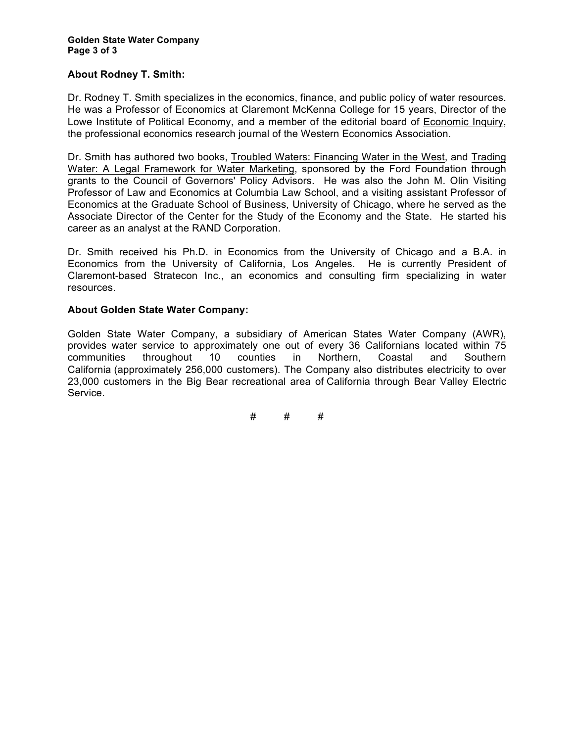**About Rodney T. Smith:**

Dr. Rodney T. Smith specializes in the economics, finance, and public policy of water resources. He was a Professor of Economics at Claremont McKenna College for 15 years, Director of the Lowe Institute of Political Economy, and a member of the editorial board of Economic Inquiry, the professional economics research journal of the Western Economics Association.

Dr. Smith has authored two books, Troubled Waters: Financing Water in the West, and Trading Water: A Legal Framework for Water Marketing, sponsored by the Ford Foundation through grants to the Council of Governors' Policy Advisors. He was also the John M. Olin Visiting Professor of Law and Economics at Columbia Law School, and a visiting assistant Professor of Economics at the Graduate School of Business, University of Chicago, where he served as the Associate Director of the Center for the Study of the Economy and the State. He started his career as an analyst at the RAND Corporation.

Dr. Smith received his Ph.D. in Economics from the University of Chicago and a B.A. in Economics from the University of California, Los Angeles. He is currently President of Claremont-based Stratecon Inc., an economics and consulting firm specializing in water resources.

**About Golden State Water Company:**

Golden State Water Company, a subsidiary of American States Water Company (AWR), provides water service to approximately one out of every 36 Californians located within 75 communities throughout 10 counties in Northern, Coastal and Southern California (approximately 256,000 customers). The Company also distributes electricity to over 23,000 customers in the Big Bear recreational area of California through Bear Valley Electric Service.

# # #